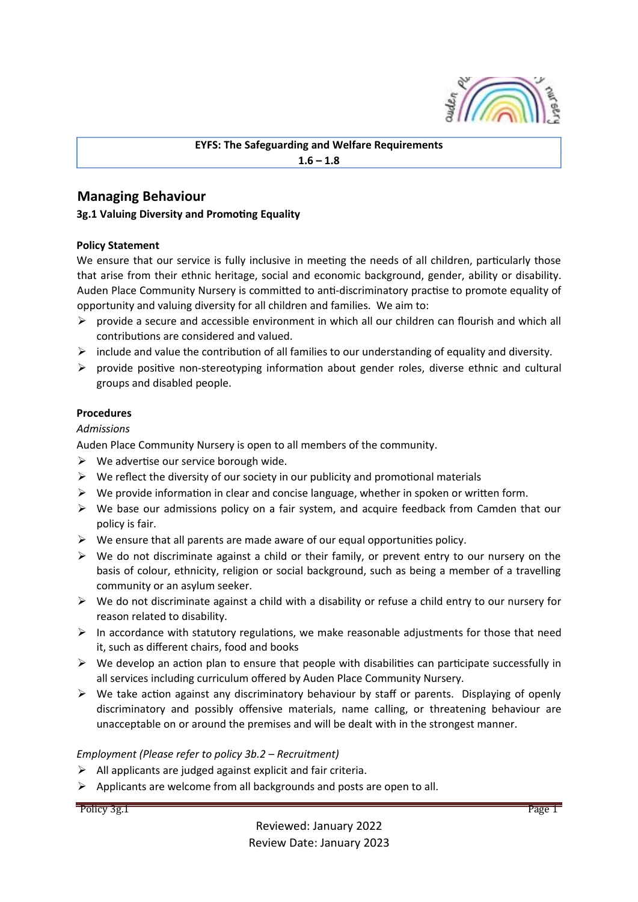**EYFS: The Safeguarding and Welfare Requirements**
**1.6 – 1.8**

## Managing Behaviour

### 3g.1 Valuing Diversity and Promoting Equality

**Policy Statement**

We ensure that our service is fully inclusive in meeting the needs of all children, particularly those that arise from their ethnic heritage, social and economic background, gender, ability or disability. Auden Place Community Nursery is committed to anti-discriminatory practise to promote equality of opportunity and valuing diversity for all children and families. We aim to:

- provide a secure and accessible environment in which all our children can flourish and which all contributions are considered and valued.
- include and value the contribution of all families to our understanding of equality and diversity.
- provide positive non-stereotyping information about gender roles, diverse ethnic and cultural groups and disabled people.

**Procedures**

*Admissions*

Auden Place Community Nursery is open to all members of the community.

- We advertise our service borough wide.
- We reflect the diversity of our society in our publicity and promotional materials
- We provide information in clear and concise language, whether in spoken or written form.
- We base our admissions policy on a fair system, and acquire feedback from Camden that our policy is fair.
- We ensure that all parents are made aware of our equal opportunities policy.
- We do not discriminate against a child or their family, or prevent entry to our nursery on the basis of colour, ethnicity, religion or social background, such as being a member of a travelling community or an asylum seeker.
- We do not discriminate against a child with a disability or refuse a child entry to our nursery for reason related to disability.
- In accordance with statutory regulations, we make reasonable adjustments for those that need it, such as different chairs, food and books
- We develop an action plan to ensure that people with disabilities can participate successfully in all services including curriculum offered by Auden Place Community Nursery.
- We take action against any discriminatory behaviour by staff or parents. Displaying of openly discriminatory and possibly offensive materials, name calling, or threatening behaviour are unacceptable on or around the premises and will be dealt with in the strongest manner.

*Employment (Please refer to policy 3b.2 – Recruitment)*

- All applicants are judged against explicit and fair criteria.
- Applicants are welcome from all backgrounds and posts are open to all.

Reviewed: January 2022
Review Date: January 2023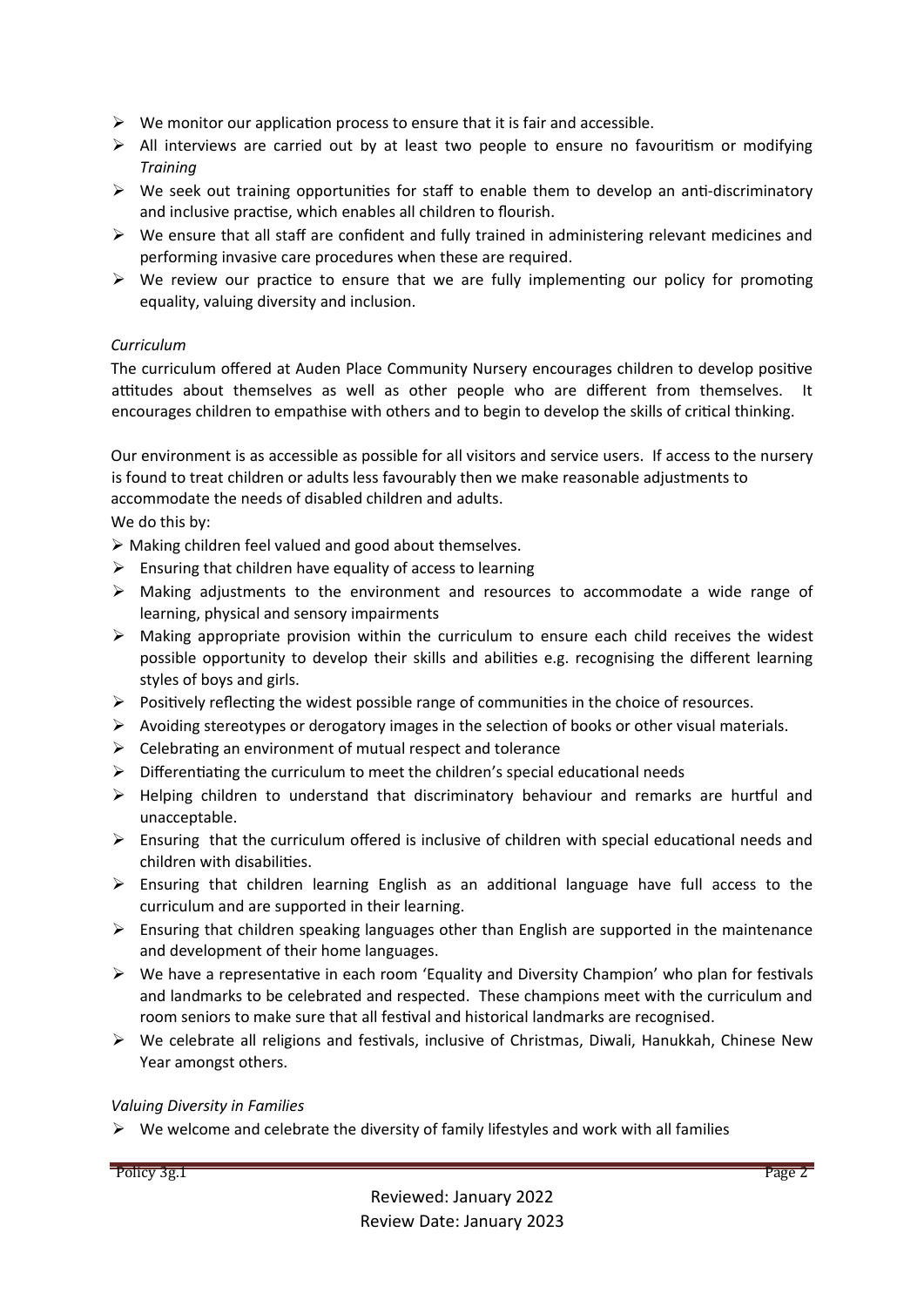- We monitor our application process to ensure that it is fair and accessible.
- All interviews are carried out by at least two people to ensure no favouritism or modifying

*Training*

- We seek out training opportunities for staff to enable them to develop an anti-discriminatory and inclusive practise, which enables all children to flourish.
- We ensure that all staff are confident and fully trained in administering relevant medicines and performing invasive care procedures when these are required.
- We review our practice to ensure that we are fully implementing our policy for promoting equality, valuing diversity and inclusion.

*Curriculum*

The curriculum offered at Auden Place Community Nursery encourages children to develop positive attitudes about themselves as well as other people who are different from themselves. It encourages children to empathise with others and to begin to develop the skills of critical thinking.

Our environment is as accessible as possible for all visitors and service users. If access to the nursery is found to treat children or adults less favourably then we make reasonable adjustments to accommodate the needs of disabled children and adults.

We do this by:

- Making children feel valued and good about themselves.
- Ensuring that children have equality of access to learning
- Making adjustments to the environment and resources to accommodate a wide range of learning, physical and sensory impairments
- Making appropriate provision within the curriculum to ensure each child receives the widest possible opportunity to develop their skills and abilities e.g. recognising the different learning styles of boys and girls.
- Positively reflecting the widest possible range of communities in the choice of resources.
- Avoiding stereotypes or derogatory images in the selection of books or other visual materials.
- Celebrating an environment of mutual respect and tolerance
- Differentiating the curriculum to meet the children's special educational needs
- Helping children to understand that discriminatory behaviour and remarks are hurtful and unacceptable.
- Ensuring that the curriculum offered is inclusive of children with special educational needs and children with disabilities.
- Ensuring that children learning English as an additional language have full access to the curriculum and are supported in their learning.
- Ensuring that children speaking languages other than English are supported in the maintenance and development of their home languages.
- We have a representative in each room 'Equality and Diversity Champion' who plan for festivals and landmarks to be celebrated and respected. These champions meet with the curriculum and room seniors to make sure that all festival and historical landmarks are recognised.
- We celebrate all religions and festivals, inclusive of Christmas, Diwali, Hanukkah, Chinese New Year amongst others.

*Valuing Diversity in Families*

- We welcome and celebrate the diversity of family lifestyles and work with all families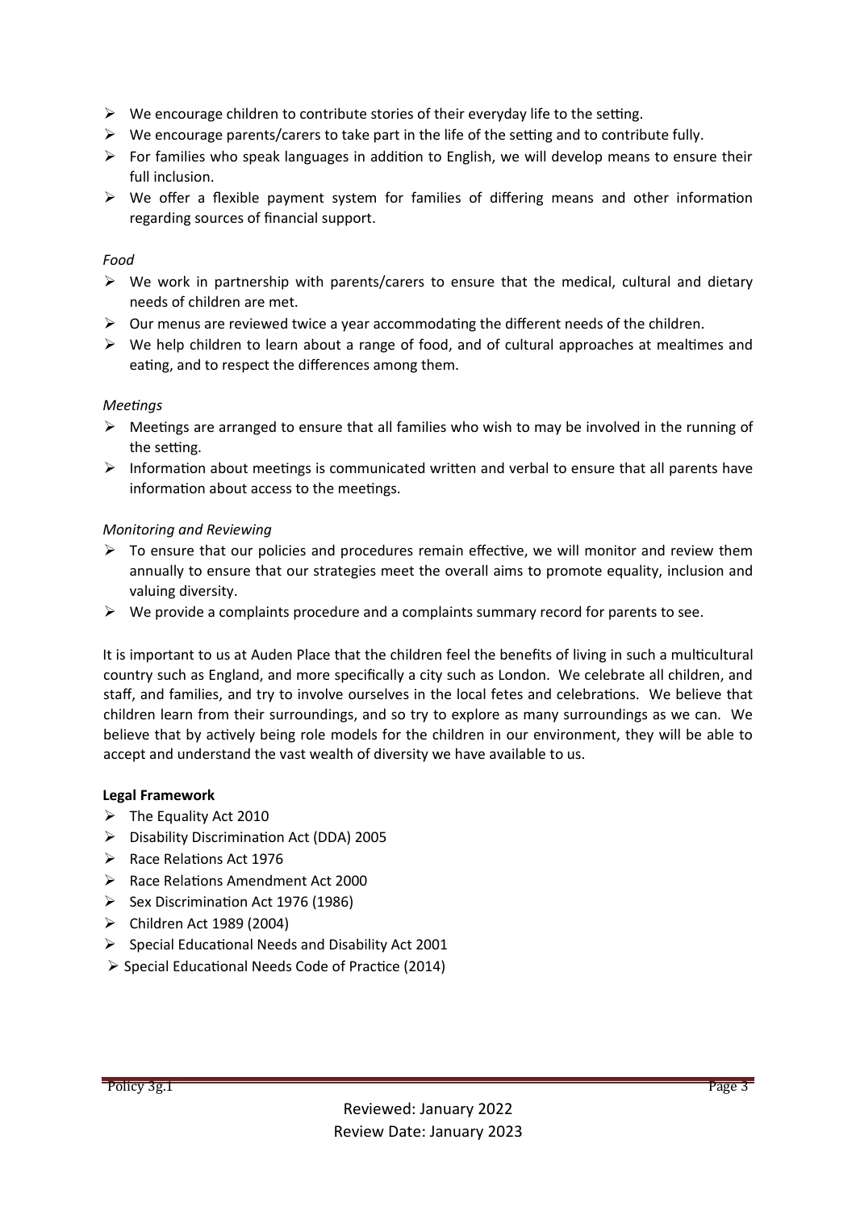- We encourage children to contribute stories of their everyday life to the setting.
- We encourage parents/carers to take part in the life of the setting and to contribute fully.
- For families who speak languages in addition to English, we will develop means to ensure their full inclusion.
- We offer a flexible payment system for families of differing means and other information regarding sources of financial support.

*Food*

- We work in partnership with parents/carers to ensure that the medical, cultural and dietary needs of children are met.
- Our menus are reviewed twice a year accommodating the different needs of the children.
- We help children to learn about a range of food, and of cultural approaches at mealtimes and eating, and to respect the differences among them.

*Meetings*

- Meetings are arranged to ensure that all families who wish to may be involved in the running of the setting.
- Information about meetings is communicated written and verbal to ensure that all parents have information about access to the meetings.

*Monitoring and Reviewing*

- To ensure that our policies and procedures remain effective, we will monitor and review them annually to ensure that our strategies meet the overall aims to promote equality, inclusion and valuing diversity.
- We provide a complaints procedure and a complaints summary record for parents to see.

It is important to us at Auden Place that the children feel the benefits of living in such a multicultural country such as England, and more specifically a city such as London. We celebrate all children, and staff, and families, and try to involve ourselves in the local fetes and celebrations. We believe that children learn from their surroundings, and so try to explore as many surroundings as we can. We believe that by actively being role models for the children in our environment, they will be able to accept and understand the vast wealth of diversity we have available to us.

**Legal Framework**

- The Equality Act 2010
- Disability Discrimination Act (DDA) 2005
- Race Relations Act 1976
- Race Relations Amendment Act 2000
- Sex Discrimination Act 1976 (1986)
- Children Act 1989 (2004)
- Special Educational Needs and Disability Act 2001
- Special Educational Needs Code of Practice (2014)

Reviewed: January 2022
Review Date: January 2023